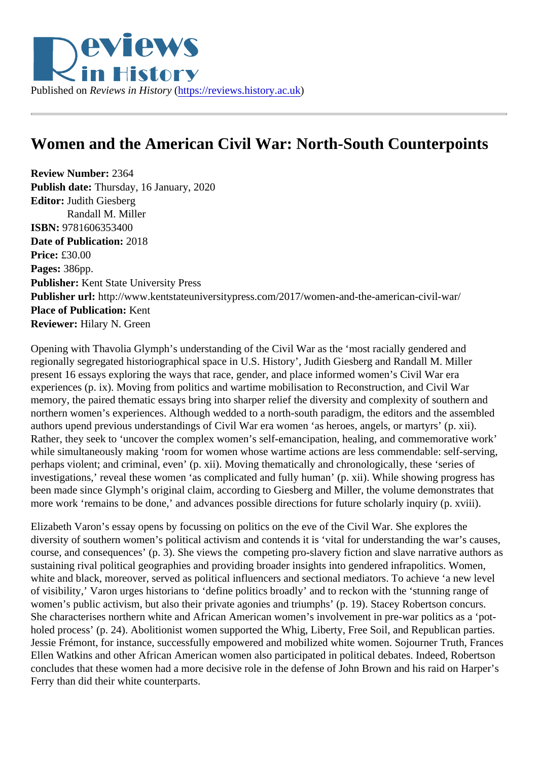Published on *Reviews in History* (https://reviews.history.ac.uk)

# Women and the American Civil War: North-South Counterpoints

**Review Number:** 2364
**Publish date:** Thursday, 16 January, 2020
**Editor:** Judith Giesberg
Randall M. Miller
**ISBN:** 9781606353400
**Date of Publication:** 2018
**Price:** £30.00
**Pages:** 386pp.
**Publisher:** Kent State University Press
**Publisher url:** http://www.kentstateuniversitypress.com/2017/women-and-the-american-civil-war/
**Place of Publication:** Kent
**Reviewer:** Hilary N. Green

Opening with Thavolia Glymph's understanding of the Civil War as the 'most racially gendered and regionally segregated historiographical space in U.S. History', Judith Giesberg and Randall M. Miller present 16 essays exploring the ways that race, gender, and place informed women's Civil War era experiences (p. ix). Moving from politics and wartime mobilisation to Reconstruction, and Civil War memory, the paired thematic essays bring into sharper relief the diversity and complexity of southern and northern women's experiences. Although wedded to a north-south paradigm, the editors and the assembled authors upend previous understandings of Civil War era women 'as heroes, angels, or martyrs' (p. xii). Rather, they seek to 'uncover the complex women's self-emancipation, healing, and commemorative work' while simultaneously making 'room for women whose wartime actions are less commendable: self-serving, perhaps violent; and criminal, even' (p. xii). Moving thematically and chronologically, these 'series of investigations,' reveal these women 'as complicated and fully human' (p. xii). While showing progress has been made since Glymph's original claim, according to Giesberg and Miller, the volume demonstrates that more work 'remains to be done,' and advances possible directions for future scholarly inquiry (p. xviii).

Elizabeth Varon's essay opens by focussing on politics on the eve of the Civil War. She explores the diversity of southern women's political activism and contends it is 'vital for understanding the war's causes, course, and consequences' (p. 3). She views the competing pro-slavery fiction and slave narrative authors as sustaining rival political geographies and providing broader insights into gendered infrapolitics. Women, white and black, moreover, served as political influencers and sectional mediators. To achieve 'a new level of visibility,' Varon urges historians to 'define politics broadly' and to reckon with the 'stunning range of women's public activism, but also their private agonies and triumphs' (p. 19). Stacey Robertson concurs. She characterises northern white and African American women's involvement in pre-war politics as a 'pot-holed process' (p. 24). Abolitionist women supported the Whig, Liberty, Free Soil, and Republican parties. Jessie Frémont, for instance, successfully empowered and mobilized white women. Sojourner Truth, Frances Ellen Watkins and other African American women also participated in political debates. Indeed, Robertson concludes that these women had a more decisive role in the defense of John Brown and his raid on Harper's Ferry than did their white counterparts.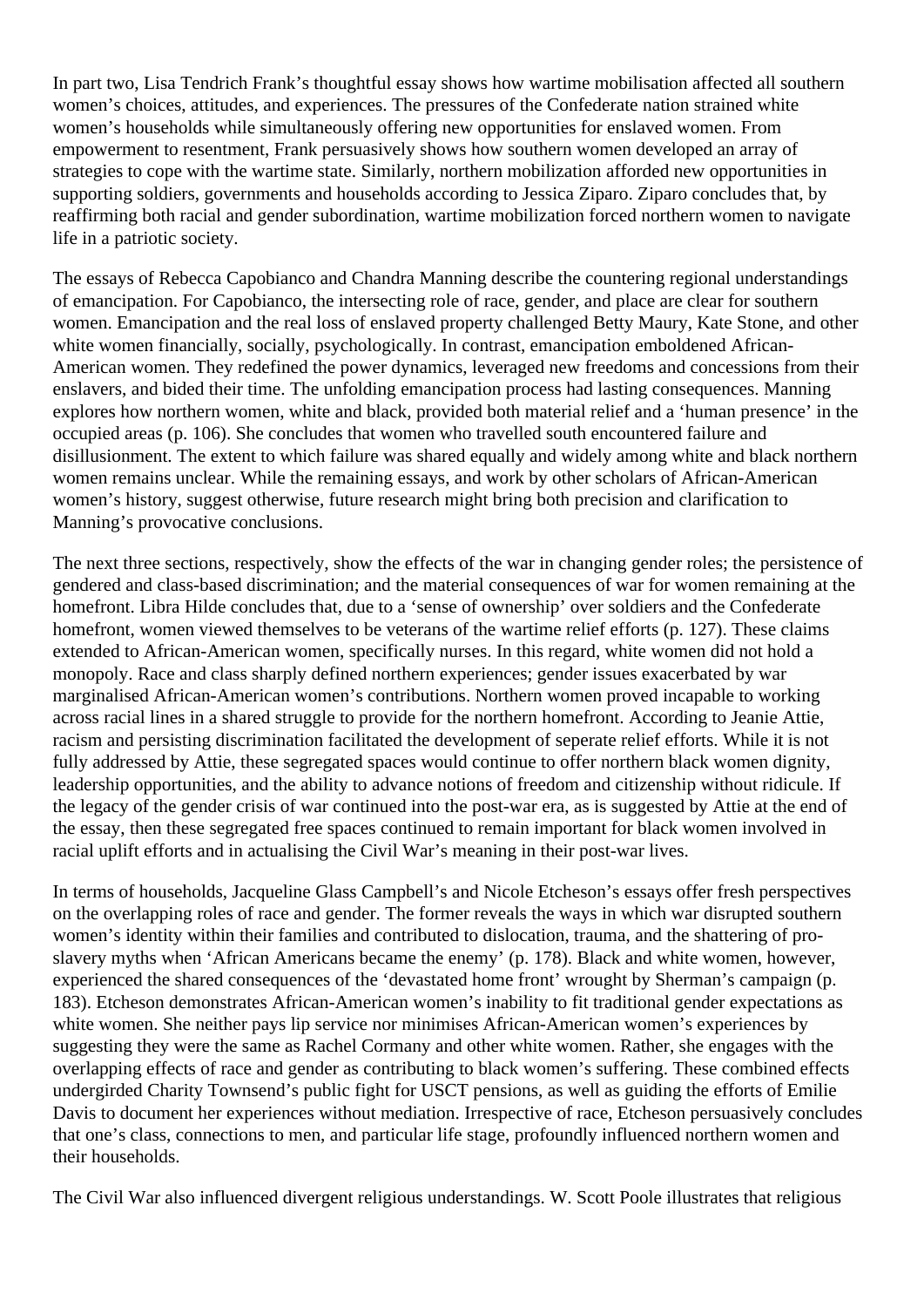In part two, Lisa Tendrich Frank's thoughtful essay shows how wartime mobilisation affected all southern women's choices, attitudes, and experiences. The pressures of the Confederate nation strained white women's households while simultaneously offering new opportunities for enslaved women. From empowerment to resentment, Frank persuasively shows how southern women developed an array of strategies to cope with the wartime state. Similarly, northern mobilization afforded new opportunities in supporting soldiers, governments and households according to Jessica Ziparo. Ziparo concludes that, by reaffirming both racial and gender subordination, wartime mobilization forced northern women to navigate life in a patriotic society.

The essays of Rebecca Capobianco and Chandra Manning describe the countering regional understandings of emancipation. For Capobianco, the intersecting role of race, gender, and place are clear for southern women. Emancipation and the real loss of enslaved property challenged Betty Maury, Kate Stone, and other white women financially, socially, psychologically. In contrast, emancipation emboldened African-American women. They redefined the power dynamics, leveraged new freedoms and concessions from their enslavers, and bided their time. The unfolding emancipation process had lasting consequences. Manning explores how northern women, white and black, provided both material relief and a 'human presence' in the occupied areas (p. 106). She concludes that women who travelled south encountered failure and disillusionment. The extent to which failure was shared equally and widely among white and black northern women remains unclear. While the remaining essays, and work by other scholars of African-American women's history, suggest otherwise, future research might bring both precision and clarification to Manning's provocative conclusions.

The next three sections, respectively, show the effects of the war in changing gender roles; the persistence of gendered and class-based discrimination; and the material consequences of war for women remaining at the homefront. Libra Hilde concludes that, due to a 'sense of ownership' over soldiers and the Confederate homefront, women viewed themselves to be veterans of the wartime relief efforts (p. 127). These claims extended to African-American women, specifically nurses. In this regard, white women did not hold a monopoly. Race and class sharply defined northern experiences; gender issues exacerbated by war marginalised African-American women's contributions. Northern women proved incapable to working across racial lines in a shared struggle to provide for the northern homefront. According to Jeanie Attie, racism and persisting discrimination facilitated the development of seperate relief efforts. While it is not fully addressed by Attie, these segregated spaces would continue to offer northern black women dignity, leadership opportunities, and the ability to advance notions of freedom and citizenship without ridicule. If the legacy of the gender crisis of war continued into the post-war era, as is suggested by Attie at the end of the essay, then these segregated free spaces continued to remain important for black women involved in racial uplift efforts and in actualising the Civil War's meaning in their post-war lives.

In terms of households, Jacqueline Glass Campbell's and Nicole Etcheson's essays offer fresh perspectives on the overlapping roles of race and gender. The former reveals the ways in which war disrupted southern women's identity within their families and contributed to dislocation, trauma, and the shattering of pro-slavery myths when 'African Americans became the enemy' (p. 178). Black and white women, however, experienced the shared consequences of the 'devastated home front' wrought by Sherman's campaign (p. 183). Etcheson demonstrates African-American women's inability to fit traditional gender expectations as white women. She neither pays lip service nor minimises African-American women's experiences by suggesting they were the same as Rachel Cormany and other white women. Rather, she engages with the overlapping effects of race and gender as contributing to black women's suffering. These combined effects undergirded Charity Townsend's public fight for USCT pensions, as well as guiding the efforts of Emilie Davis to document her experiences without mediation. Irrespective of race, Etcheson persuasively concludes that one's class, connections to men, and particular life stage, profoundly influenced northern women and their households.

The Civil War also influenced divergent religious understandings. W. Scott Poole illustrates that religious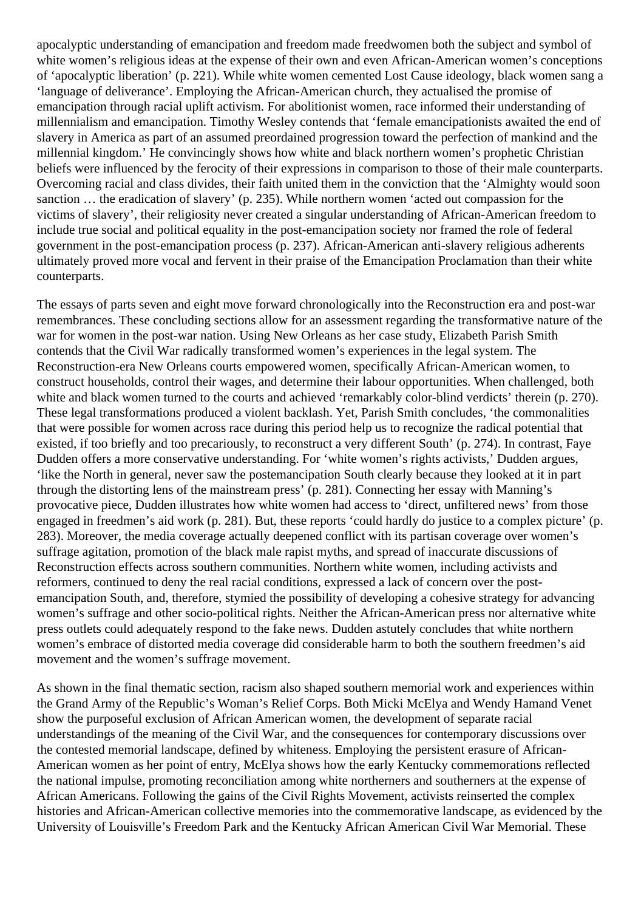apocalyptic understanding of emancipation and freedom made freedwomen both the subject and symbol of white women's religious ideas at the expense of their own and even African-American women's conceptions of 'apocalyptic liberation' (p. 221). While white women cemented Lost Cause ideology, black women sang a 'language of deliverance'. Employing the African-American church, they actualised the promise of emancipation through racial uplift activism. For abolitionist women, race informed their understanding of millennialism and emancipation. Timothy Wesley contends that 'female emancipationists awaited the end of slavery in America as part of an assumed preordained progression toward the perfection of mankind and the millennial kingdom.' He convincingly shows how white and black northern women's prophetic Christian beliefs were influenced by the ferocity of their expressions in comparison to those of their male counterparts. Overcoming racial and class divides, their faith united them in the conviction that the 'Almighty would soon sanction … the eradication of slavery' (p. 235). While northern women 'acted out compassion for the victims of slavery', their religiosity never created a singular understanding of African-American freedom to include true social and political equality in the post-emancipation society nor framed the role of federal government in the post-emancipation process (p. 237). African-American anti-slavery religious adherents ultimately proved more vocal and fervent in their praise of the Emancipation Proclamation than their white counterparts.

The essays of parts seven and eight move forward chronologically into the Reconstruction era and post-war remembrances. These concluding sections allow for an assessment regarding the transformative nature of the war for women in the post-war nation. Using New Orleans as her case study, Elizabeth Parish Smith contends that the Civil War radically transformed women's experiences in the legal system. The Reconstruction-era New Orleans courts empowered women, specifically African-American women, to construct households, control their wages, and determine their labour opportunities. When challenged, both white and black women turned to the courts and achieved 'remarkably color-blind verdicts' therein (p. 270). These legal transformations produced a violent backlash. Yet, Parish Smith concludes, 'the commonalities that were possible for women across race during this period help us to recognize the radical potential that existed, if too briefly and too precariously, to reconstruct a very different South' (p. 274). In contrast, Faye Dudden offers a more conservative understanding. For 'white women's rights activists,' Dudden argues, 'like the North in general, never saw the postemancipation South clearly because they looked at it in part through the distorting lens of the mainstream press' (p. 281). Connecting her essay with Manning's provocative piece, Dudden illustrates how white women had access to 'direct, unfiltered news' from those engaged in freedmen's aid work (p. 281). But, these reports 'could hardly do justice to a complex picture' (p. 283). Moreover, the media coverage actually deepened conflict with its partisan coverage over women's suffrage agitation, promotion of the black male rapist myths, and spread of inaccurate discussions of Reconstruction effects across southern communities. Northern white women, including activists and reformers, continued to deny the real racial conditions, expressed a lack of concern over the post-emancipation South, and, therefore, stymied the possibility of developing a cohesive strategy for advancing women's suffrage and other socio-political rights. Neither the African-American press nor alternative white press outlets could adequately respond to the fake news. Dudden astutely concludes that white northern women's embrace of distorted media coverage did considerable harm to both the southern freedmen's aid movement and the women's suffrage movement.

As shown in the final thematic section, racism also shaped southern memorial work and experiences within the Grand Army of the Republic's Woman's Relief Corps. Both Micki McElya and Wendy Hamand Venet show the purposeful exclusion of African American women, the development of separate racial understandings of the meaning of the Civil War, and the consequences for contemporary discussions over the contested memorial landscape, defined by whiteness. Employing the persistent erasure of African-American women as her point of entry, McElya shows how the early Kentucky commemorations reflected the national impulse, promoting reconciliation among white northerners and southerners at the expense of African Americans. Following the gains of the Civil Rights Movement, activists reinserted the complex histories and African-American collective memories into the commemorative landscape, as evidenced by the University of Louisville's Freedom Park and the Kentucky African American Civil War Memorial. These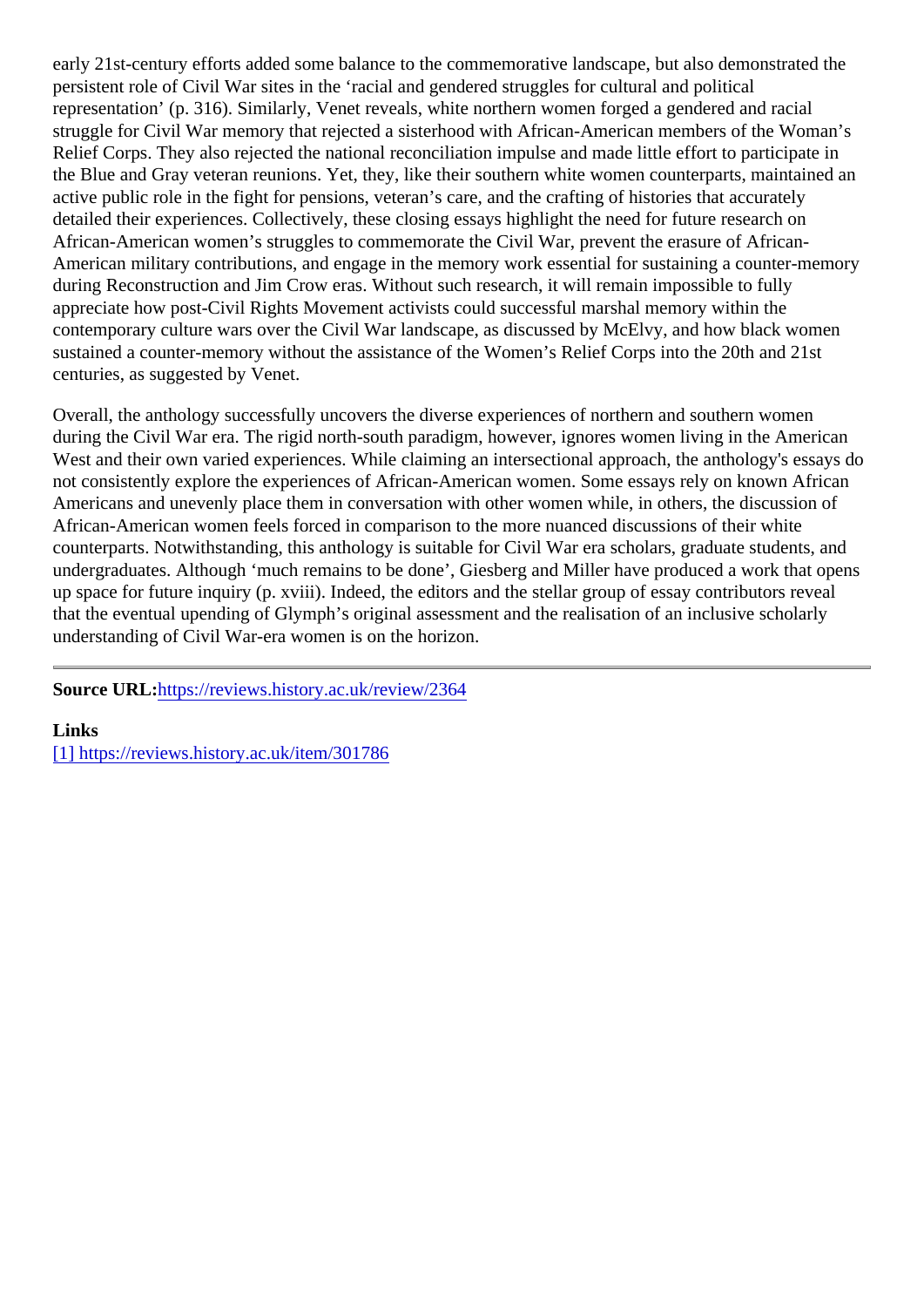early 21st-century efforts added some balance to the commemorative landscape, but also demonstrated the persistent role of Civil War sites in the 'racial and gendered struggles for cultural and political representation' (p. 316). Similarly, Venet reveals, white northern women forged a gendered and racial struggle for Civil War memory that rejected a sisterhood with African-American members of the Woman's Relief Corps. They also rejected the national reconciliation impulse and made little effort to participate in the Blue and Gray veteran reunions. Yet, they, like their southern white women counterparts, maintained an active public role in the fight for pensions, veteran's care, and the crafting of histories that accurately detailed their experiences. Collectively, these closing essays highlight the need for future research on African-American women's struggles to commemorate the Civil War, prevent the erasure of African-American military contributions, and engage in the memory work essential for sustaining a counter-memory during Reconstruction and Jim Crow eras. Without such research, it will remain impossible to fully appreciate how post-Civil Rights Movement activists could successful marshal memory within the contemporary culture wars over the Civil War landscape, as discussed by McElvy, and how black women sustained a counter-memory without the assistance of the Women's Relief Corps into the 20th and 21st centuries, as suggested by Venet.

Overall, the anthology successfully uncovers the diverse experiences of northern and southern women during the Civil War era. The rigid north-south paradigm, however, ignores women living in the American West and their own varied experiences. While claiming an intersectional approach, the anthology's essays do not consistently explore the experiences of African-American women. Some essays rely on known African Americans and unevenly place them in conversation with other women while, in others, the discussion of African-American women feels forced in comparison to the more nuanced discussions of their white counterparts. Notwithstanding, this anthology is suitable for Civil War era scholars, graduate students, and undergraduates. Although 'much remains to be done', Giesberg and Miller have produced a work that opens up space for future inquiry (p. xviii). Indeed, the editors and the stellar group of essay contributors reveal that the eventual upending of Glymph's original assessment and the realisation of an inclusive scholarly understanding of Civil War-era women is on the horizon.

---

**Source URL:** https://reviews.history.ac.uk/review/2364

**Links**

[1] https://reviews.history.ac.uk/item/301786